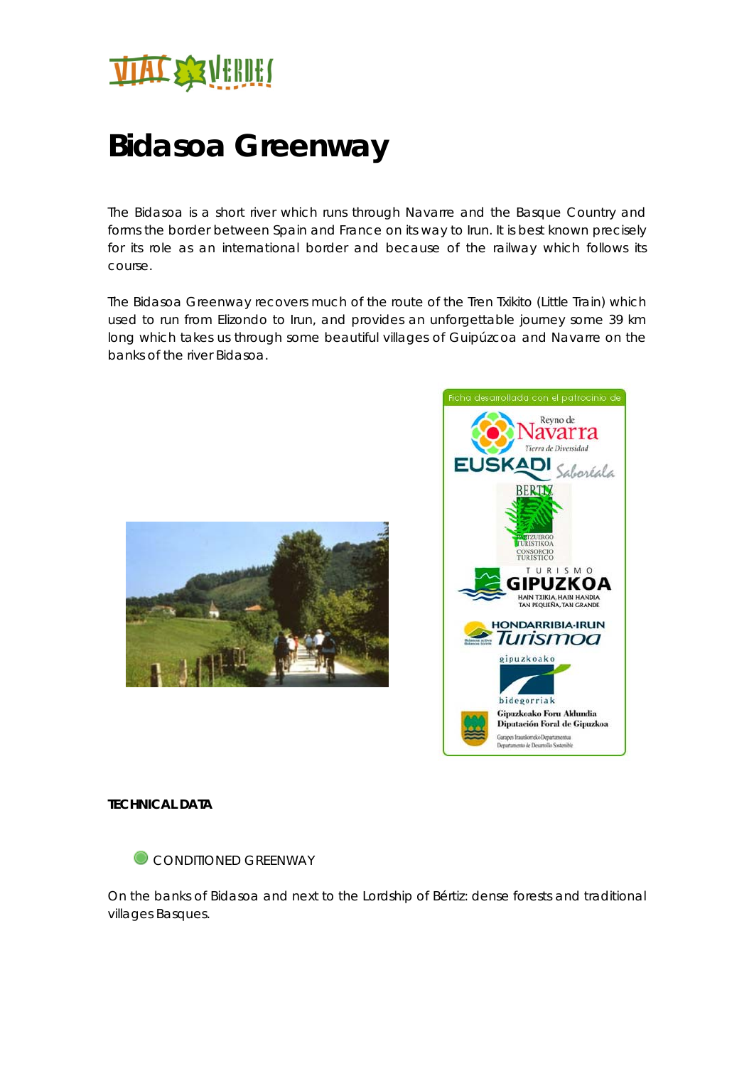# Bidasoa Greenway

The Bidasoa is a short river which runs through Navarre and the Basque Country and forms the border between Spain and France on its way to Irun. It is best known precisely for its role as an international border and because of the railway which follows its course.

The Bidasoa Greenway recovers much of the route of the Tren Txikito (Little Train) which used to run from Elizondo to Irun, and provides an unforgettable journey some 39 km long which takes us through some beautiful villages of Guipúzcoa and Navarre on the banks of the river Bidasoa.

Ficha desarrollada con el patrocinio de

**TECHNICAL DATA**

CONDITIONED GREENWAY

On the banks of Bidasoa and next to the Lordship of Bértiz: dense forests and traditional villages Basques.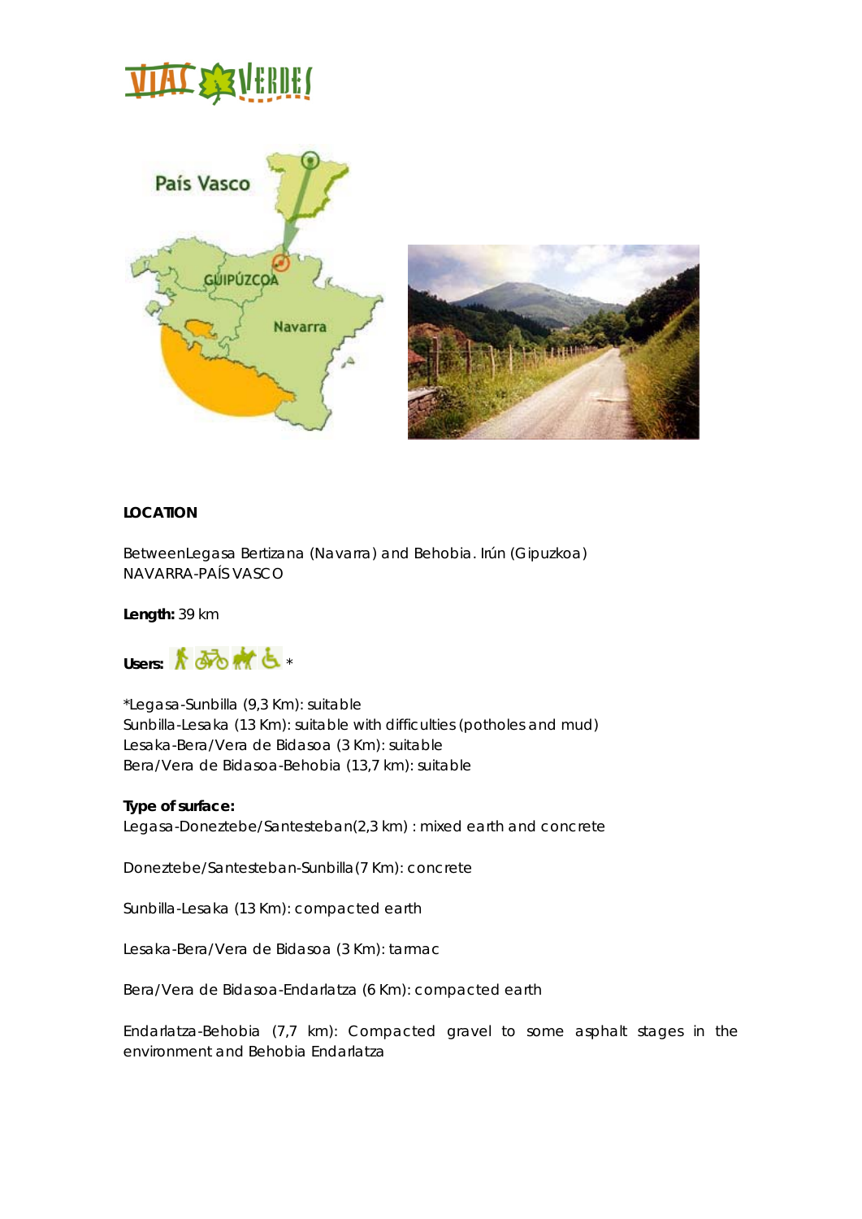**LOCATION**

BetweenLegasa Bertizana (Navarra) and Behobia. Irún (Gipuzkoa)
NAVARRA-PAÍS VASCO

**Length:** 39 km

**Users:** *

*Legasa-Sunbilla (9,3 Km): suitable
Sunbilla-Lesaka (13 Km): suitable with difficulties (potholes and mud)
Lesaka-Bera/Vera de Bidasoa (3 Km): suitable
Bera/Vera de Bidasoa-Behobia (13,7 km): suitable

**Type of surface:**
Legasa-Doneztebe/Santesteban(2,3 km) : mixed earth and concrete

Doneztebe/Santesteban-Sunbilla(7 Km): concrete

Sunbilla-Lesaka (13 Km): compacted earth

Lesaka-Bera/Vera de Bidasoa (3 Km): tarmac

Bera/Vera de Bidasoa-Endarlatza (6 Km): compacted earth

Endarlatza-Behobia (7,7 km): Compacted gravel to some asphalt stages in the environment and Behobia Endarlatza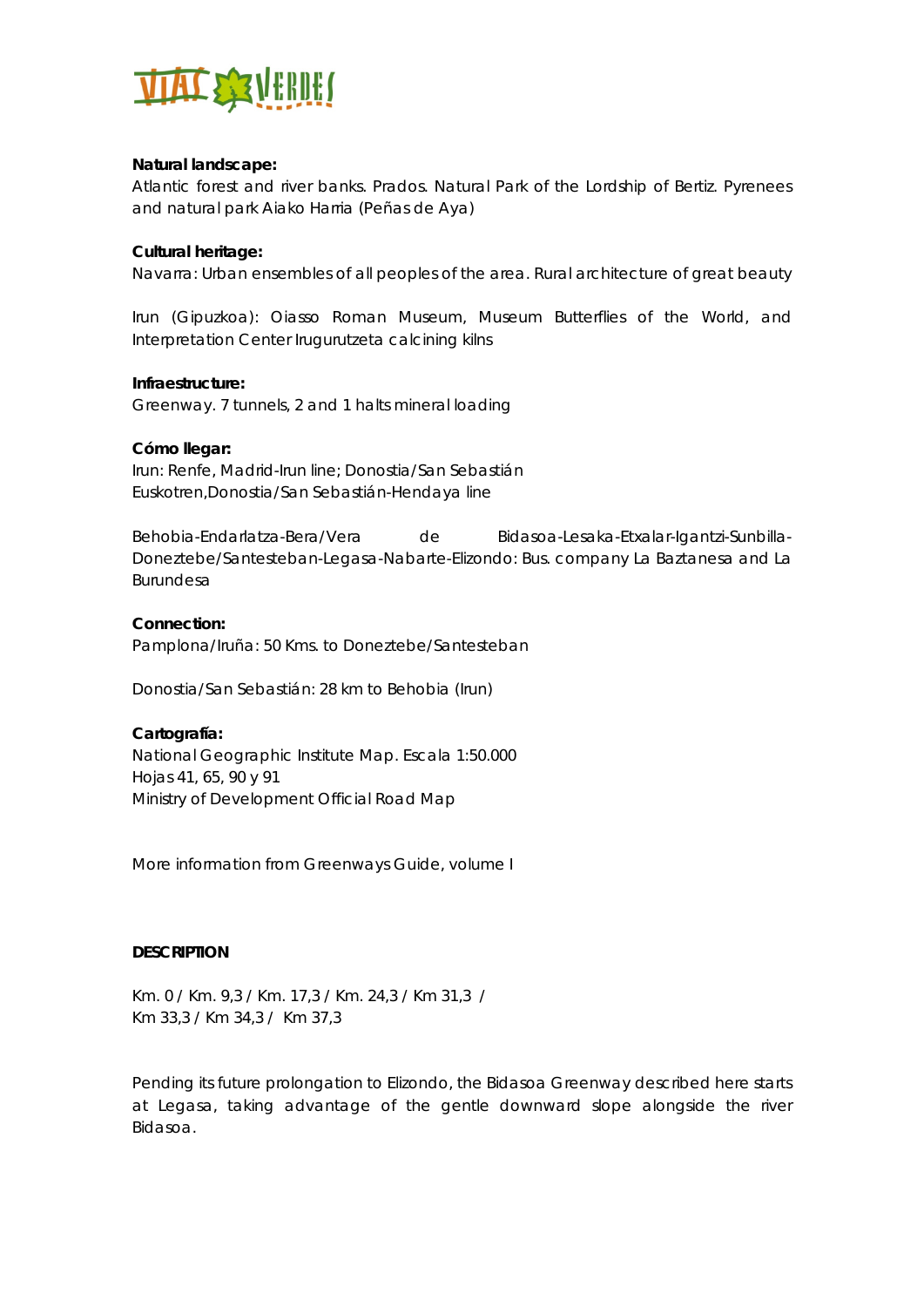**Natural landscape:**
Atlantic forest and river banks. Prados. Natural Park of the Lordship of Bertiz. Pyrenees and natural park Aiako Harria (Peñas de Aya)

**Cultural heritage:**
Navarra: Urban ensembles of all peoples of the area. Rural architecture of great beauty

Irun (Gipuzkoa): Oiasso Roman Museum, Museum Butterflies of the World, and Interpretation Center Irugurutzeta calcining kilns

**Infraestructure:**
Greenway. 7 tunnels, 2 and 1 halts mineral loading

**Cómo llegar:**
Irun: Renfe, Madrid-Irun line; Donostia/San Sebastián Euskotren,Donostia/San Sebastián-Hendaya line

Behobia-Endarlatza-Bera/Vera de Bidasoa-Lesaka-Etxalar-Igantzi-Sunbilla-Doneztebe/Santesteban-Legasa-Nabarte-Elizondo: Bus. company La Baztanesa and La Burundesa

**Connection:**
Pamplona/Iruña: 50 Kms. to Doneztebe/Santesteban

Donostia/San Sebastián: 28 km to Behobia (Irun)

**Cartografía:**
National Geographic Institute Map. Escala 1:50.000
Hojas 41, 65, 90 y 91
Ministry of Development Official Road Map

More information from Greenways Guide, volume I

**DESCRIPTION**

Km. 0 / Km. 9,3 / Km. 17,3 / Km. 24,3 / Km 31,3 / Km 33,3 / Km 34,3 / Km 37,3

Pending its future prolongation to Elizondo, the Bidasoa Greenway described here starts at Legasa, taking advantage of the gentle downward slope alongside the river Bidasoa.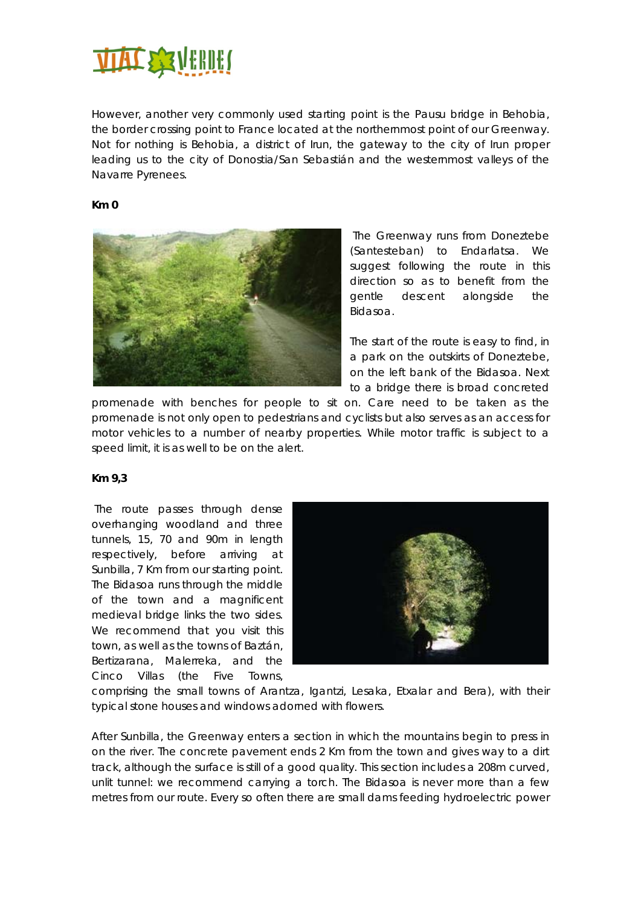However, another very commonly used starting point is the Pausu bridge in Behobia, the border crossing point to France located at the northernmost point of our Greenway. Not for nothing is Behobia, a district of Irun, the gateway to the city of Irun proper leading us to the city of Donostia/San Sebastián and the westernmost valleys of the Navarre Pyrenees.

**Km 0**

The Greenway runs from Doneztebe (Santesteban) to Endarlatsa. We suggest following the route in this direction so as to benefit from the gentle descent alongside the Bidasoa.

The start of the route is easy to find, in a park on the outskirts of Doneztebe, on the left bank of the Bidasoa. Next to a bridge there is broad concreted promenade with benches for people to sit on. Care need to be taken as the promenade is not only open to pedestrians and cyclists but also serves as an access for motor vehicles to a number of nearby properties. While motor traffic is subject to a speed limit, it is as well to be on the alert.

**Km 9,3**

The route passes through dense overhanging woodland and three tunnels, 15, 70 and 90m in length respectively, before arriving at Sunbilla, 7 Km from our starting point. The Bidasoa runs through the middle of the town and a magnificent medieval bridge links the two sides. We recommend that you visit this town, as well as the towns of Baztán, Bertizarana, Malerreka, and the Cinco Villas (the Five Towns, comprising the small towns of Arantza, Igantzi, Lesaka, Etxalar and Bera), with their typical stone houses and windows adorned with flowers.

After Sunbilla, the Greenway enters a section in which the mountains begin to press in on the river. The concrete pavement ends 2 Km from the town and gives way to a dirt track, although the surface is still of a good quality. This section includes a 208m curved, unlit tunnel: we recommend carrying a torch. The Bidasoa is never more than a few metres from our route. Every so often there are small dams feeding hydroelectric power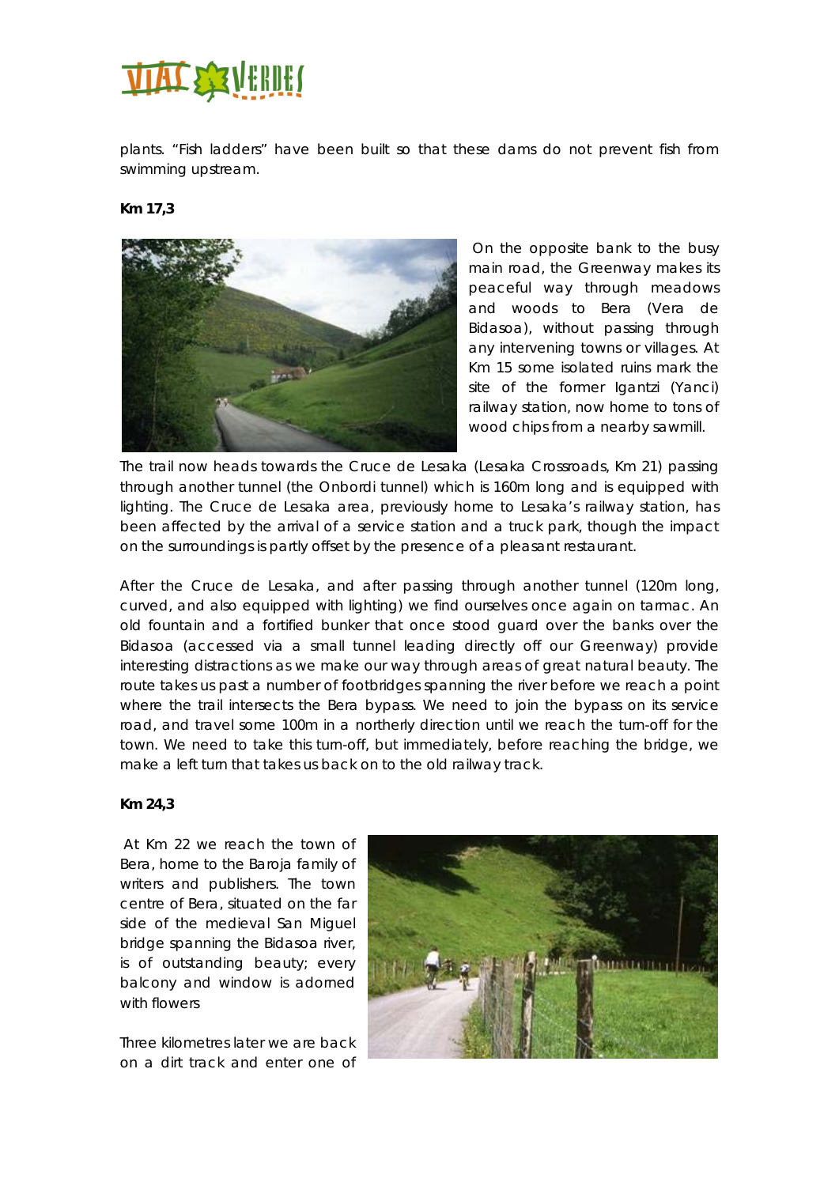plants. "Fish ladders" have been built so that these dams do not prevent fish from swimming upstream.

**Km 17,3**

On the opposite bank to the busy main road, the Greenway makes its peaceful way through meadows and woods to Bera (Vera de Bidasoa), without passing through any intervening towns or villages. At Km 15 some isolated ruins mark the site of the former Igantzi (Yanci) railway station, now home to tons of wood chips from a nearby sawmill.

The trail now heads towards the Cruce de Lesaka (Lesaka Crossroads, Km 21) passing through another tunnel (the Onbordi tunnel) which is 160m long and is equipped with lighting. The Cruce de Lesaka area, previously home to Lesaka's railway station, has been affected by the arrival of a service station and a truck park, though the impact on the surroundings is partly offset by the presence of a pleasant restaurant.

After the Cruce de Lesaka, and after passing through another tunnel (120m long, curved, and also equipped with lighting) we find ourselves once again on tarmac. An old fountain and a fortified bunker that once stood guard over the banks over the Bidasoa (accessed via a small tunnel leading directly off our Greenway) provide interesting distractions as we make our way through areas of great natural beauty. The route takes us past a number of footbridges spanning the river before we reach a point where the trail intersects the Bera bypass. We need to join the bypass on its service road, and travel some 100m in a northerly direction until we reach the turn-off for the town. We need to take this turn-off, but immediately, before reaching the bridge, we make a left turn that takes us back on to the old railway track.

**Km 24,3**

At Km 22 we reach the town of Bera, home to the Baroja family of writers and publishers. The town centre of Bera, situated on the far side of the medieval San Miguel bridge spanning the Bidasoa river, is of outstanding beauty; every balcony and window is adorned with flowers

Three kilometres later we are back on a dirt track and enter one of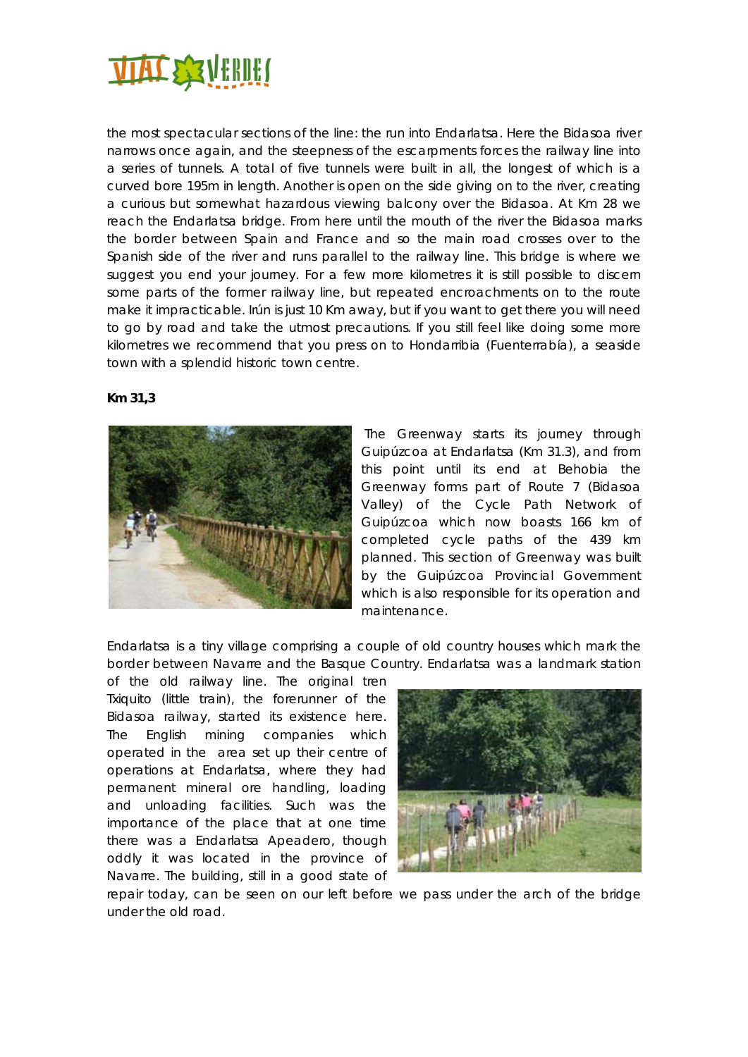the most spectacular sections of the line: the run into Endarlatsa. Here the Bidasoa river narrows once again, and the steepness of the escarpments forces the railway line into a series of tunnels. A total of five tunnels were built in all, the longest of which is a curved bore 195m in length. Another is open on the side giving on to the river, creating a curious but somewhat hazardous viewing balcony over the Bidasoa. At Km 28 we reach the Endarlatsa bridge. From here until the mouth of the river the Bidasoa marks the border between Spain and France and so the main road crosses over to the Spanish side of the river and runs parallel to the railway line. This bridge is where we suggest you end your journey. For a few more kilometres it is still possible to discern some parts of the former railway line, but repeated encroachments on to the route make it impracticable. Irún is just 10 Km away, but if you want to get there you will need to go by road and take the utmost precautions. If you still feel like doing some more kilometres we recommend that you press on to Hondarribia (Fuenterrabía), a seaside town with a splendid historic town centre.

**Km 31,3**

The Greenway starts its journey through Guipúzcoa at Endarlatsa (Km 31.3), and from this point until its end at Behobia the Greenway forms part of Route 7 (Bidasoa Valley) of the Cycle Path Network of Guipúzcoa which now boasts 166 km of completed cycle paths of the 439 km planned. This section of Greenway was built by the Guipúzcoa Provincial Government which is also responsible for its operation and maintenance.

Endarlatsa is a tiny village comprising a couple of old country houses which mark the border between Navarre and the Basque Country. Endarlatsa was a landmark station of the old railway line. The original tren Txiquito (little train), the forerunner of the Bidasoa railway, started its existence here. The English mining companies which operated in the area set up their centre of operations at Endarlatsa, where they had permanent mineral ore handling, loading and unloading facilities. Such was the importance of the place that at one time there was a Endarlatsa Apeadero, though oddly it was located in the province of Navarre. The building, still in a good state of repair today, can be seen on our left before we pass under the arch of the bridge under the old road.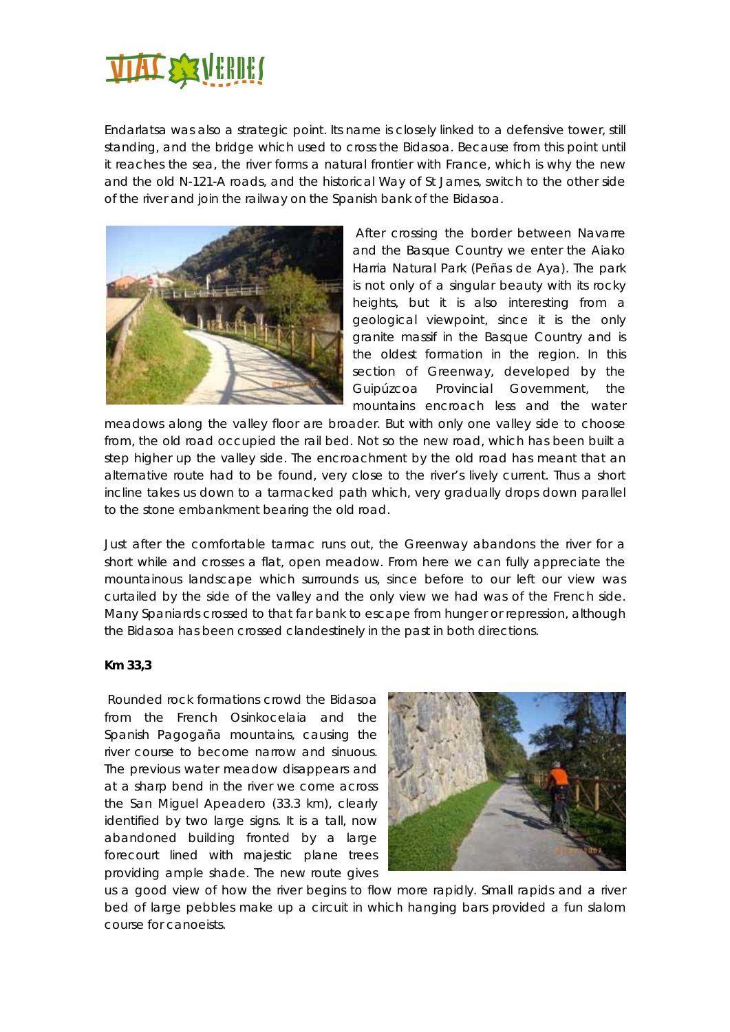Endarlatsa was also a strategic point. Its name is closely linked to a defensive tower, still standing, and the bridge which used to cross the Bidasoa. Because from this point until it reaches the sea, the river forms a natural frontier with France, which is why the new and the old N-121-A roads, and the historical Way of St James, switch to the other side of the river and join the railway on the Spanish bank of the Bidasoa.

After crossing the border between Navarre and the Basque Country we enter the Aiako Harria Natural Park (Peñas de Aya). The park is not only of a singular beauty with its rocky heights, but it is also interesting from a geological viewpoint, since it is the only granite massif in the Basque Country and is the oldest formation in the region. In this section of Greenway, developed by the Guipúzcoa Provincial Government, the mountains encroach less and the water meadows along the valley floor are broader. But with only one valley side to choose from, the old road occupied the rail bed. Not so the new road, which has been built a step higher up the valley side. The encroachment by the old road has meant that an alternative route had to be found, very close to the river's lively current. Thus a short incline takes us down to a tarmacked path which, very gradually drops down parallel to the stone embankment bearing the old road.

Just after the comfortable tarmac runs out, the Greenway abandons the river for a short while and crosses a flat, open meadow. From here we can fully appreciate the mountainous landscape which surrounds us, since before to our left our view was curtailed by the side of the valley and the only view we had was of the French side. Many Spaniards crossed to that far bank to escape from hunger or repression, although the Bidasoa has been crossed clandestinely in the past in both directions.

**Km 33,3**

Rounded rock formations crowd the Bidasoa from the French Osinkocelaia and the Spanish Pagogaña mountains, causing the river course to become narrow and sinuous. The previous water meadow disappears and at a sharp bend in the river we come across the San Miguel Apeadero (33.3 km), clearly identified by two large signs. It is a tall, now abandoned building fronted by a large forecourt lined with majestic plane trees providing ample shade. The new route gives us a good view of how the river begins to flow more rapidly. Small rapids and a river bed of large pebbles make up a circuit in which hanging bars provided a fun slalom course for canoeists.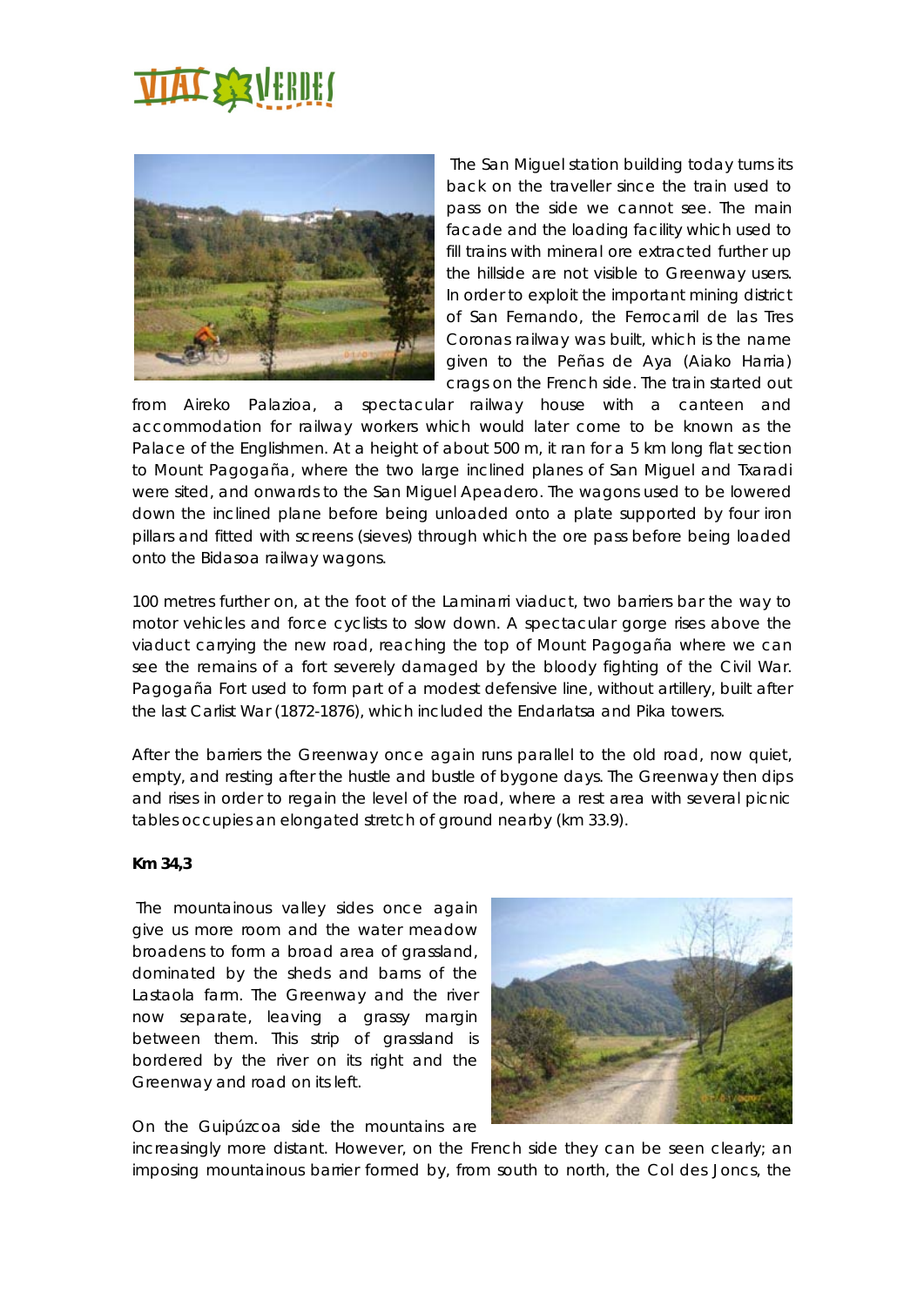The San Miguel station building today turns its back on the traveller since the train used to pass on the side we cannot see. The main facade and the loading facility which used to fill trains with mineral ore extracted further up the hillside are not visible to Greenway users. In order to exploit the important mining district of San Fernando, the Ferrocarril de las Tres Coronas railway was built, which is the name given to the Peñas de Aya (Aiako Harria) crags on the French side. The train started out from Aireko Palazioa, a spectacular railway house with a canteen and accommodation for railway workers which would later come to be known as the Palace of the Englishmen. At a height of about 500 m, it ran for a 5 km long flat section to Mount Pagogaña, where the two large inclined planes of San Miguel and Txaradi were sited, and onwards to the San Miguel Apeadero. The wagons used to be lowered down the inclined plane before being unloaded onto a plate supported by four iron pillars and fitted with screens (sieves) through which the ore pass before being loaded onto the Bidasoa railway wagons.

100 metres further on, at the foot of the Laminarri viaduct, two barriers bar the way to motor vehicles and force cyclists to slow down. A spectacular gorge rises above the viaduct carrying the new road, reaching the top of Mount Pagogaña where we can see the remains of a fort severely damaged by the bloody fighting of the Civil War. Pagogaña Fort used to form part of a modest defensive line, without artillery, built after the last Carlist War (1872-1876), which included the Endarlatsa and Pika towers.

After the barriers the Greenway once again runs parallel to the old road, now quiet, empty, and resting after the hustle and bustle of bygone days. The Greenway then dips and rises in order to regain the level of the road, where a rest area with several picnic tables occupies an elongated stretch of ground nearby (km 33.9).

**Km 34,3**

The mountainous valley sides once again give us more room and the water meadow broadens to form a broad area of grassland, dominated by the sheds and barns of the Lastaola farm. The Greenway and the river now separate, leaving a grassy margin between them. This strip of grassland is bordered by the river on its right and the Greenway and road on its left.

On the Guipúzcoa side the mountains are increasingly more distant. However, on the French side they can be seen clearly; an imposing mountainous barrier formed by, from south to north, the Col des Joncs, the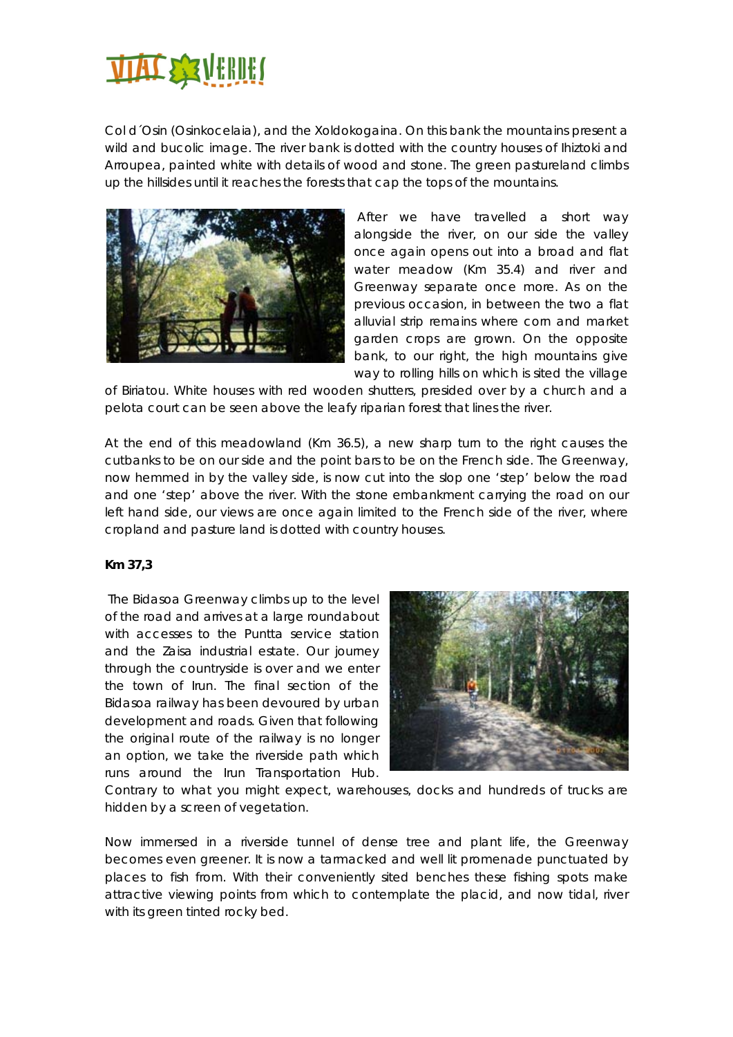Col d´Osin (Osinkocelaia), and the Xoldokogaina. On this bank the mountains present a wild and bucolic image. The river bank is dotted with the country houses of Ihiztoki and Arroupea, painted white with details of wood and stone. The green pastureland climbs up the hillsides until it reaches the forests that cap the tops of the mountains.

After we have travelled a short way alongside the river, on our side the valley once again opens out into a broad and flat water meadow (Km 35.4) and river and Greenway separate once more. As on the previous occasion, in between the two a flat alluvial strip remains where corn and market garden crops are grown. On the opposite bank, to our right, the high mountains give way to rolling hills on which is sited the village of Biriatou. White houses with red wooden shutters, presided over by a church and a pelota court can be seen above the leafy riparian forest that lines the river.

At the end of this meadowland (Km 36.5), a new sharp turn to the right causes the cutbanks to be on our side and the point bars to be on the French side. The Greenway, now hemmed in by the valley side, is now cut into the slop one 'step' below the road and one 'step' above the river. With the stone embankment carrying the road on our left hand side, our views are once again limited to the French side of the river, where cropland and pasture land is dotted with country houses.

**Km 37,3**

The Bidasoa Greenway climbs up to the level of the road and arrives at a large roundabout with accesses to the Puntta service station and the Zaisa industrial estate. Our journey through the countryside is over and we enter the town of Irun. The final section of the Bidasoa railway has been devoured by urban development and roads. Given that following the original route of the railway is no longer an option, we take the riverside path which runs around the Irun Transportation Hub. Contrary to what you might expect, warehouses, docks and hundreds of trucks are hidden by a screen of vegetation.

Now immersed in a riverside tunnel of dense tree and plant life, the Greenway becomes even greener. It is now a tarmacked and well lit promenade punctuated by places to fish from. With their conveniently sited benches these fishing spots make attractive viewing points from which to contemplate the placid, and now tidal, river with its green tinted rocky bed.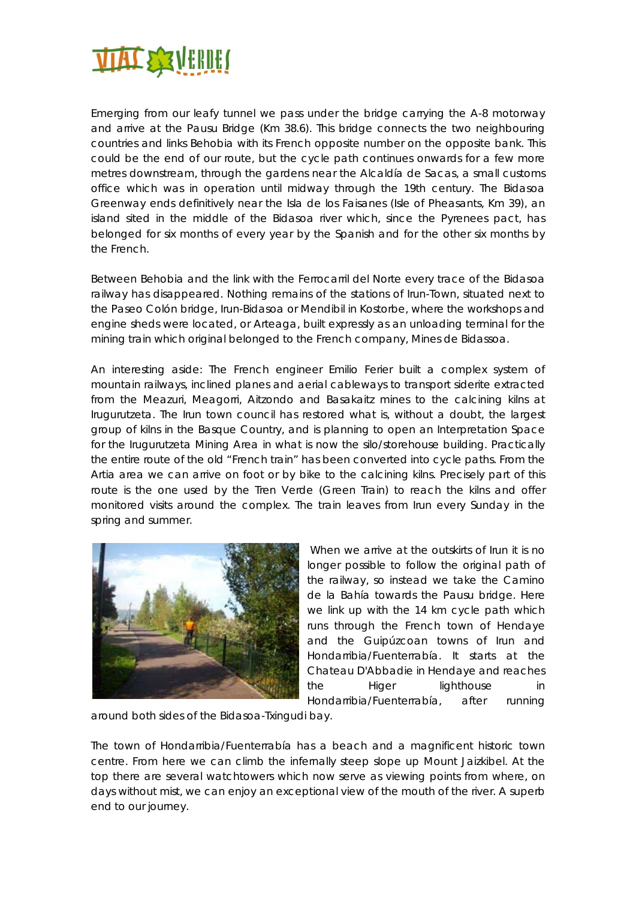Emerging from our leafy tunnel we pass under the bridge carrying the A-8 motorway and arrive at the Pausu Bridge (Km 38.6). This bridge connects the two neighbouring countries and links Behobia with its French opposite number on the opposite bank. This could be the end of our route, but the cycle path continues onwards for a few more metres downstream, through the gardens near the Alcaldía de Sacas, a small customs office which was in operation until midway through the 19th century. The Bidasoa Greenway ends definitively near the Isla de los Faisanes (Isle of Pheasants, Km 39), an island sited in the middle of the Bidasoa river which, since the Pyrenees pact, has belonged for six months of every year by the Spanish and for the other six months by the French.

Between Behobia and the link with the Ferrocarril del Norte every trace of the Bidasoa railway has disappeared. Nothing remains of the stations of Irun-Town, situated next to the Paseo Colón bridge, Irun-Bidasoa or Mendibil in Kostorbe, where the workshops and engine sheds were located, or Arteaga, built expressly as an unloading terminal for the mining train which original belonged to the French company, Mines de Bidassoa.

An interesting aside: The French engineer Emilio Ferier built a complex system of mountain railways, inclined planes and aerial cableways to transport siderite extracted from the Meazuri, Meagorri, Aitzondo and Basakaitz mines to the calcining kilns at Irugurutzeta. The Irun town council has restored what is, without a doubt, the largest group of kilns in the Basque Country, and is planning to open an Interpretation Space for the Irugurutzeta Mining Area in what is now the silo/storehouse building. Practically the entire route of the old "French train" has been converted into cycle paths. From the Artia area we can arrive on foot or by bike to the calcining kilns. Precisely part of this route is the one used by the Tren Verde (Green Train) to reach the kilns and offer monitored visits around the complex. The train leaves from Irun every Sunday in the spring and summer.

When we arrive at the outskirts of Irun it is no longer possible to follow the original path of the railway, so instead we take the Camino de la Bahía towards the Pausu bridge. Here we link up with the 14 km cycle path which runs through the French town of Hendaye and the Guipúzcoan towns of Irun and Hondarribia/Fuenterrabía. It starts at the Chateau D'Abbadie in Hendaye and reaches the Higer lighthouse in Hondarribia/Fuenterrabía, after running around both sides of the Bidasoa-Txingudi bay.

The town of Hondarribia/Fuenterrabía has a beach and a magnificent historic town centre. From here we can climb the infernally steep slope up Mount Jaizkibel. At the top there are several watchtowers which now serve as viewing points from where, on days without mist, we can enjoy an exceptional view of the mouth of the river. A superb end to our journey.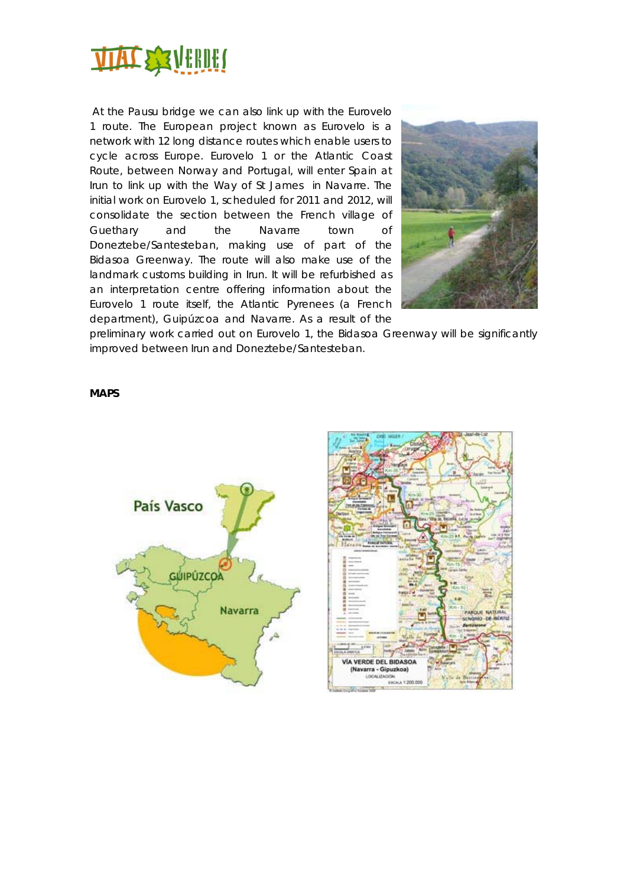At the Pausu bridge we can also link up with the Eurovelo 1 route. The European project known as Eurovelo is a network with 12 long distance routes which enable users to cycle across Europe. Eurovelo 1 or the Atlantic Coast Route, between Norway and Portugal, will enter Spain at Irun to link up with the Way of St James in Navarre. The initial work on Eurovelo 1, scheduled for 2011 and 2012, will consolidate the section between the French village of Guethary and the Navarre town of Doneztebe/Santesteban, making use of part of the Bidasoa Greenway. The route will also make use of the landmark customs building in Irun. It will be refurbished as an interpretation centre offering information about the Eurovelo 1 route itself, the Atlantic Pyrenees (a French department), Guipúzcoa and Navarre. As a result of the preliminary work carried out on Eurovelo 1, the Bidasoa Greenway will be significantly improved between Irun and Doneztebe/Santesteban.

**MAPS**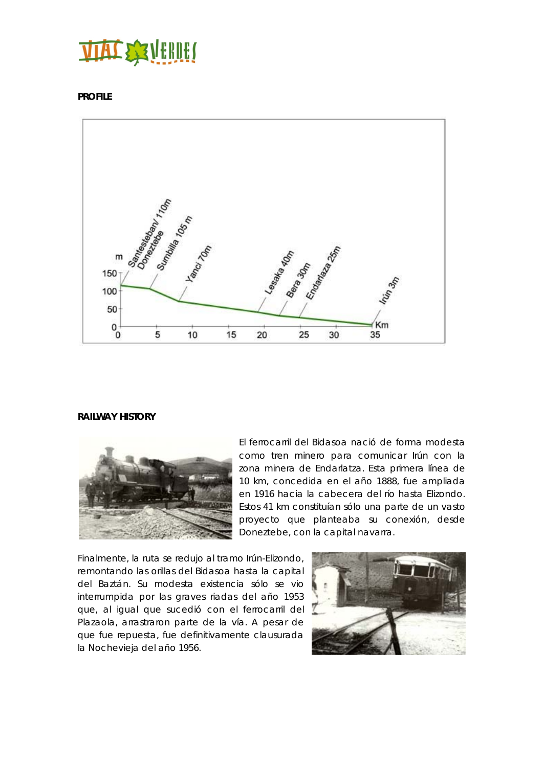## PROFILE

## RAILWAY HISTORY

El ferrocarril del Bidasoa nació de forma modesta como tren minero para comunicar Irún con la zona minera de Endarlatza. Esta primera línea de 10 km, concedida en el año 1888, fue ampliada en 1916 hacia la cabecera del río hasta Elizondo. Estos 41 km constituían sólo una parte de un vasto proyecto que planteaba su conexión, desde Doneztebe, con la capital navarra.

Finalmente, la ruta se redujo al tramo Irún-Elizondo, remontando las orillas del Bidasoa hasta la capital del Baztán. Su modesta existencia sólo se vio interrumpida por las graves riadas del año 1953 que, al igual que sucedió con el ferrocarril del Plazaola, arrastraron parte de la vía. A pesar de que fue repuesta, fue definitivamente clausurada la Nochevieja del año 1956.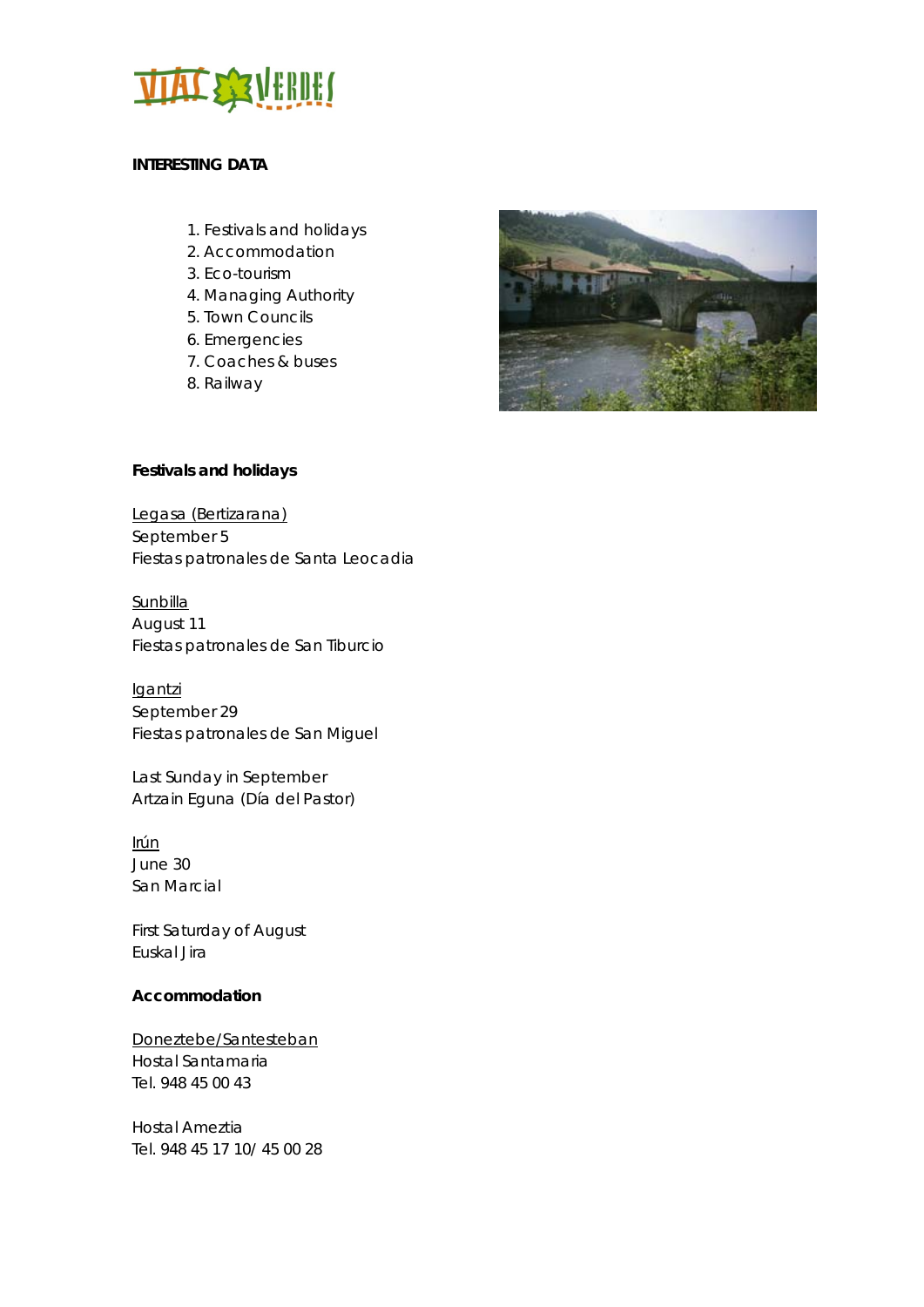**INTERESTING DATA**

1. Festivals and holidays
2. Accommodation
3. Eco-tourism
4. Managing Authority
5. Town Councils
6. Emergencies
7. Coaches & buses
8. Railway

## Festivals and holidays

Legasa (Bertizarana)
September 5
Fiestas patronales de Santa Leocadia

Sunbilla
August 11
Fiestas patronales de San Tiburcio

Igantzi
September 29
Fiestas patronales de San Miguel

Last Sunday in September
Artzain Eguna (Día del Pastor)

Irún
June 30
San Marcial

First Saturday of August
Euskal Jira

## Accommodation

Doneztebe/Santesteban
Hostal Santamaria
Tel. 948 45 00 43

Hostal Ameztia
Tel. 948 45 17 10/ 45 00 28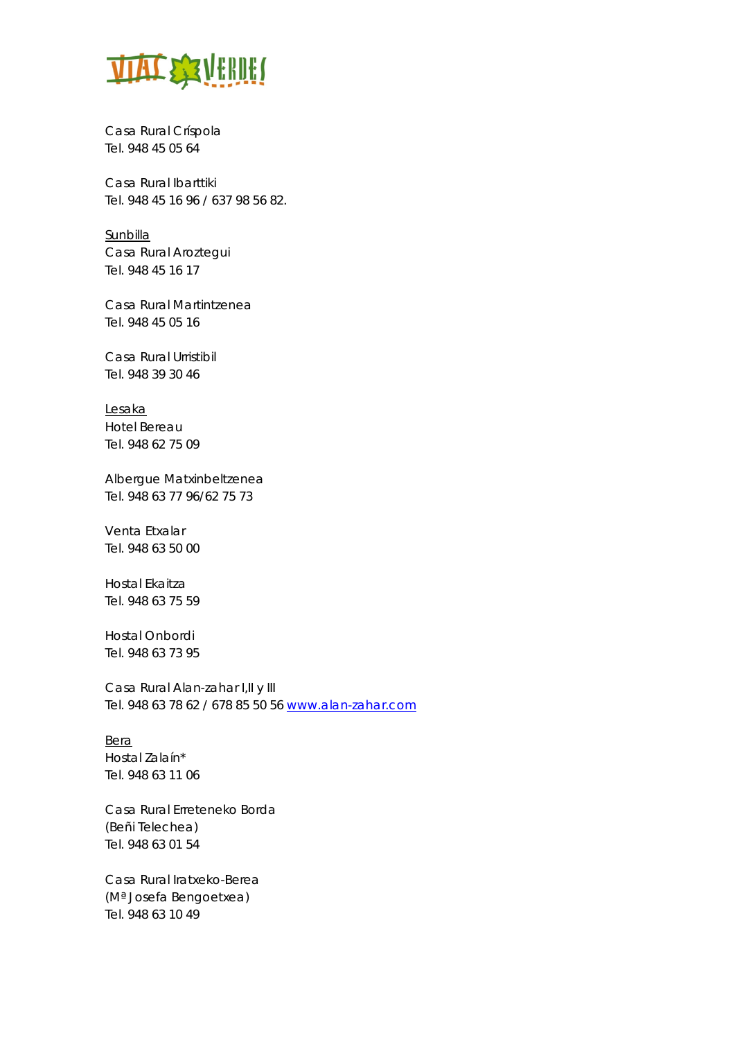Casa Rural Críspola
Tel. 948 45 05 64

Casa Rural Ibarttiki
Tel. 948 45 16 96 / 637 98 56 82.

<u>Sunbilla</u>
Casa Rural Aroztegui
Tel. 948 45 16 17

Casa Rural Martintzenea
Tel. 948 45 05 16

Casa Rural Urristibil
Tel. 948 39 30 46

<u>Lesaka</u>
Hotel Bereau
Tel. 948 62 75 09

Albergue Matxinbeltzenea
Tel. 948 63 77 96/62 75 73

Venta Etxalar
Tel. 948 63 50 00

Hostal Ekaitza
Tel. 948 63 75 59

Hostal Onbordi
Tel. 948 63 73 95

Casa Rural Alan-zahar I,II y III
Tel. 948 63 78 62 / 678 85 50 56 www.alan-zahar.com

<u>Bera</u>
Hostal Zalaín*
Tel. 948 63 11 06

Casa Rural Erreteneko Borda
(Beñi Telechea)
Tel. 948 63 01 54

Casa Rural Iratxeko-Berea
(Mª Josefa Bengoetxea)
Tel. 948 63 10 49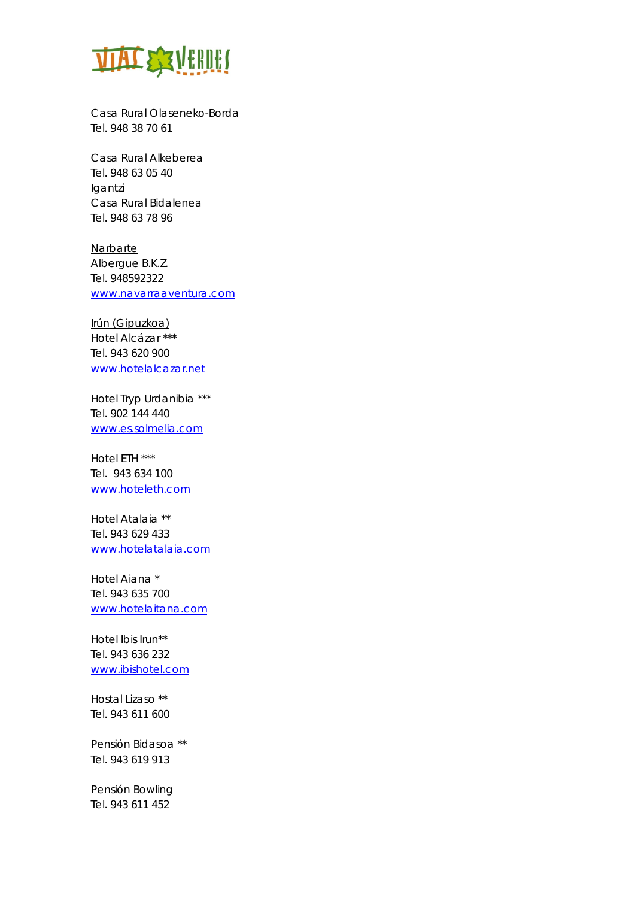Casa Rural Olaseneko-Borda
Tel. 948 38 70 61

Casa Rural Alkeberea
Tel. 948 63 05 40

<u>Igantzi</u>
Casa Rural Bidalenea
Tel. 948 63 78 96

<u>Narbarte</u>
Albergue B.K.Z.
Tel. 948592322
www.navarraaventura.com

<u>Irún (Gipuzkoa)</u>
Hotel Alcázar ***
Tel. 943 620 900
www.hotelalcazar.net

Hotel Tryp Urdanibia ***
Tel. 902 144 440
www.es.solmelia.com

Hotel ETH ***
Tel. 943 634 100
www.hoteleth.com

Hotel Atalaia **
Tel. 943 629 433
www.hotelatalaia.com

Hotel Aiana *
Tel. 943 635 700
www.hotelaitana.com

Hotel Ibis Irun**
Tel. 943 636 232
www.ibishotel.com

Hostal Lizaso **
Tel. 943 611 600

Pensión Bidasoa **
Tel. 943 619 913

Pensión Bowling
Tel. 943 611 452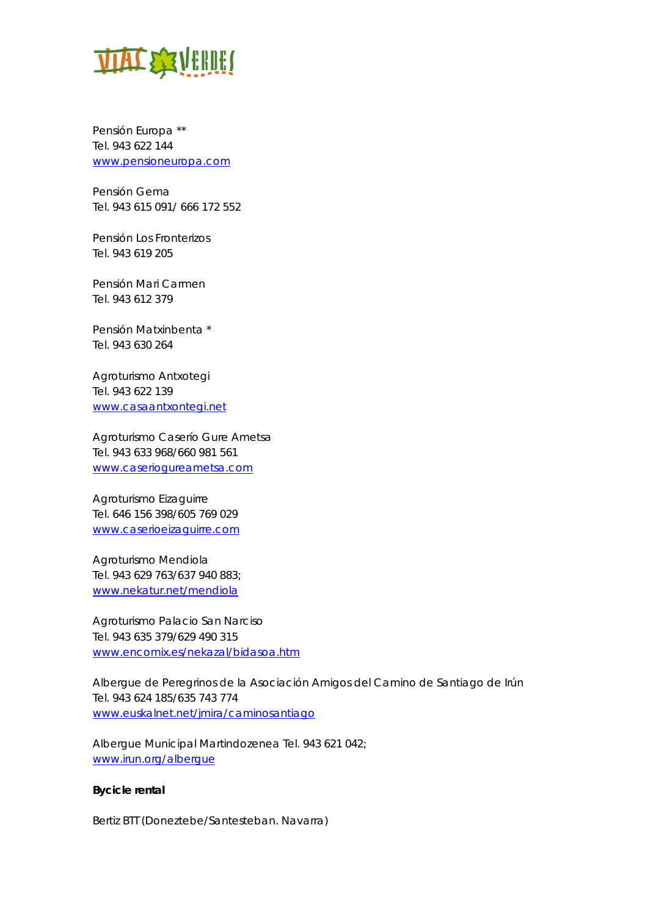Pensión Europa **
Tel. 943 622 144
www.pensioneuropa.com

Pensión Gema
Tel. 943 615 091/ 666 172 552

Pensión Los Fronterizos
Tel. 943 619 205

Pensión Mari Carmen
Tel. 943 612 379

Pensión Matxinbenta *
Tel. 943 630 264

Agroturismo Antxotegi
Tel. 943 622 139
www.casaantxontegi.net

Agroturismo Caserío Gure Ametsa
Tel. 943 633 968/660 981 561
www.caseriogureametsa.com

Agroturismo Eizaguirre
Tel. 646 156 398/605 769 029
www.caserioeizaguirre.com

Agroturismo Mendiola
Tel. 943 629 763/637 940 883;
www.nekatur.net/mendiola

Agroturismo Palacio San Narciso
Tel. 943 635 379/629 490 315
www.encomix.es/nekazal/bidasoa.htm

Albergue de Peregrinos de la Asociación Amigos del Camino de Santiago de Irún
Tel. 943 624 185/635 743 774
www.euskalnet.net/jmira/caminosantiago

Albergue Municipal Martindozenea Tel. 943 621 042;
www.irun.org/albergue

**Bycicle rental**

Bertiz BTT (Doneztebe/Santesteban. Navarra)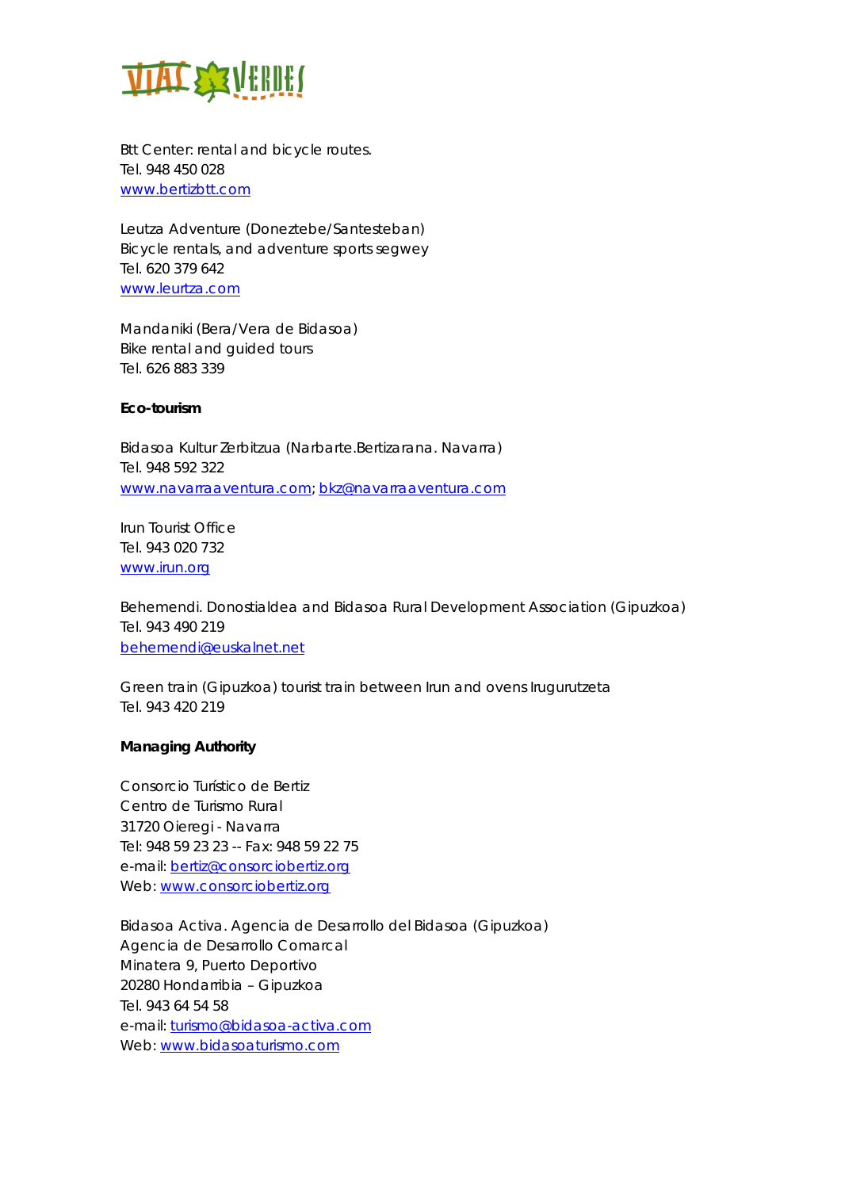Btt Center: rental and bicycle routes.
Tel. 948 450 028
www.bertizbtt.com

Leutza Adventure (Doneztebe/Santesteban)
Bicycle rentals, and adventure sports segwey
Tel. 620 379 642
www.leurtza.com

Mandaniki (Bera/Vera de Bidasoa)
Bike rental and guided tours
Tel. 626 883 339

**Eco-tourism**

Bidasoa Kultur Zerbitzua (Narbarte.Bertizarana. Navarra)
Tel. 948 592 322
www.navarraaventura.com; bkz@navarraaventura.com

Irun Tourist Office
Tel. 943 020 732
www.irun.org

Behemendi. Donostialdea and Bidasoa Rural Development Association (Gipuzkoa)
Tel. 943 490 219
behemendi@euskalnet.net

Green train (Gipuzkoa) tourist train between Irun and ovens Irugurutzeta
Tel. 943 420 219

**Managing Authority**

Consorcio Turístico de Bertiz
Centro de Turismo Rural
31720 Oieregi - Navarra
Tel: 948 59 23 23 -- Fax: 948 59 22 75
e-mail: bertiz@consorciobertiz.org
Web: www.consorciobertiz.org

Bidasoa Activa. Agencia de Desarrollo del Bidasoa (Gipuzkoa)
Agencia de Desarrollo Comarcal
Minatera 9, Puerto Deportivo
20280 Hondarribia – Gipuzkoa
Tel. 943 64 54 58
e-mail: turismo@bidasoa-activa.com
Web: www.bidasoaturismo.com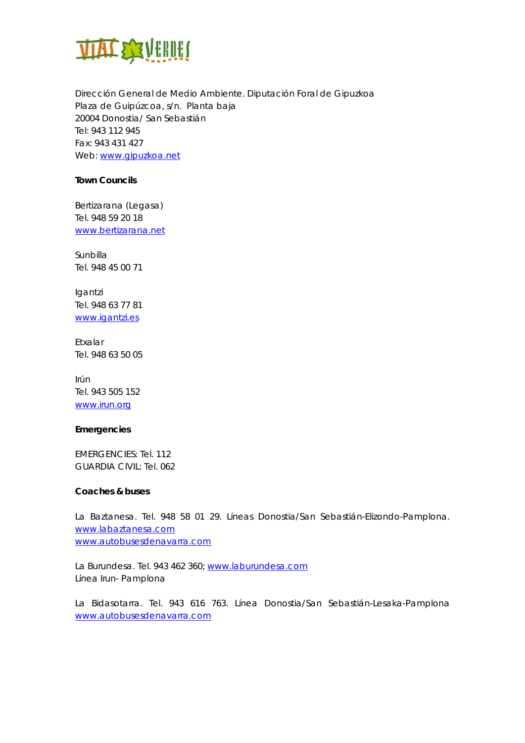Dirección General de Medio Ambiente. Diputación Foral de Gipuzkoa
Plaza de Guipúzcoa, s/n. Planta baja
20004 Donostia/ San Sebastián
Tel: 943 112 945
Fax: 943 431 427
Web: www.gipuzkoa.net

**Town Councils**

Bertizarana (Legasa)
Tel. 948 59 20 18
www.bertizarana.net

Sunbilla
Tel. 948 45 00 71

Igantzi
Tel. 948 63 77 81
www.igantzi.es

Etxalar
Tel. 948 63 50 05

Irún
Tel. 943 505 152
www.irun.org

**Emergencies**

EMERGENCIES: Tel. 112
GUARDIA CIVIL: Tel. 062

**Coaches & buses**

La Baztanesa. Tel. 948 58 01 29. Líneas Donostia/San Sebastián-Elizondo-Pamplona.
www.labaztanesa.com
www.autobusesdenavarra.com

La Burundesa. Tel. 943 462 360; www.laburundesa.com
Línea Irun- Pamplona

La Bidasotarra. Tel. 943 616 763. Línea Donostia/San Sebastián-Lesaka-Pamplona
www.autobusesdenavarra.com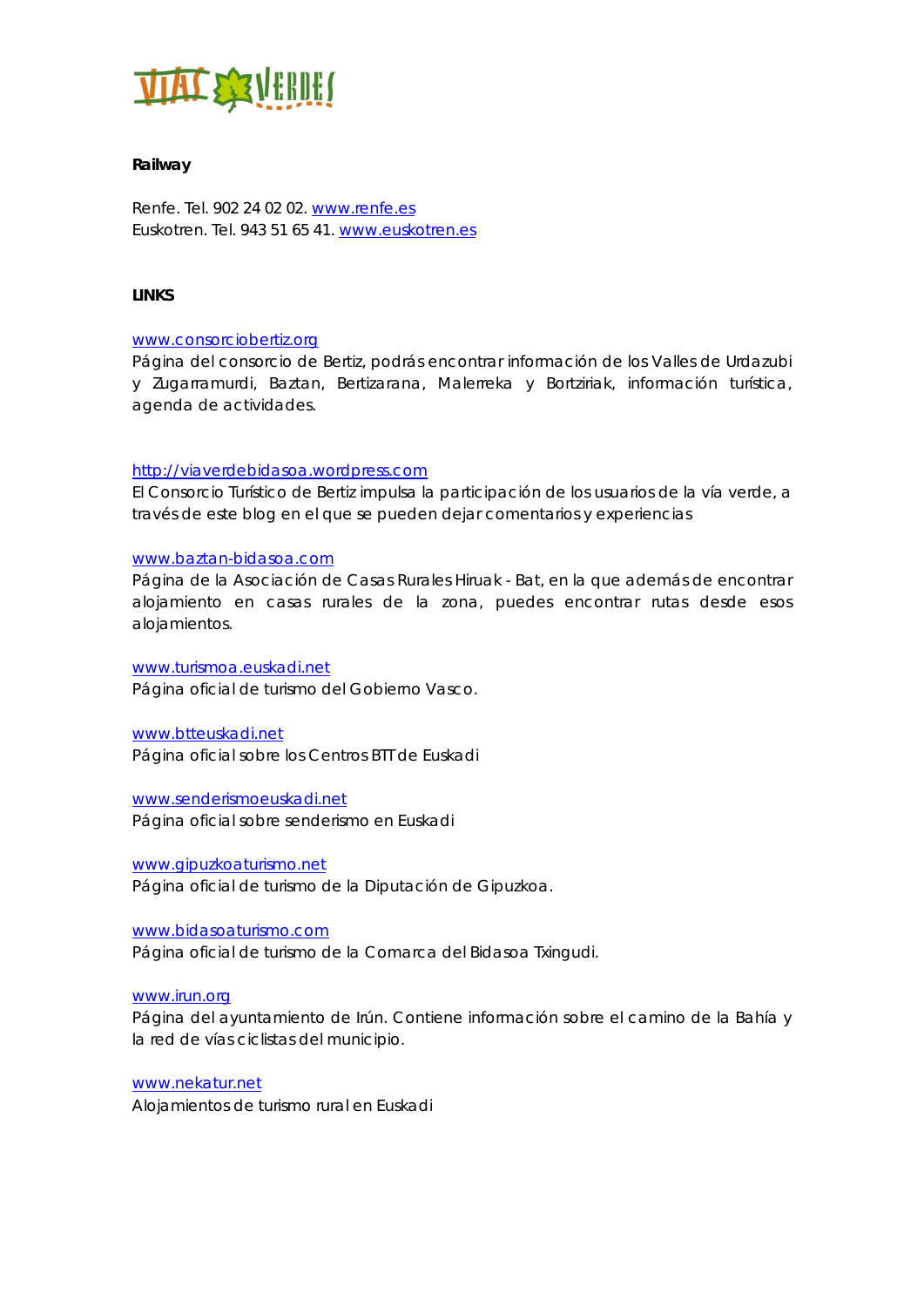**Railway**

Renfe. Tel. 902 24 02 02. www.renfe.es
Euskotren. Tel. 943 51 65 41. www.euskotren.es

**LINKS**

www.consorciobertiz.org
Página del consorcio de Bertiz, podrás encontrar información de los Valles de Urdazubi y Zugarramurdi, Baztan, Bertizarana, Malerreka y Bortziriak, información turística, agenda de actividades.

http://viaverdebidasoa.wordpress.com
El Consorcio Turístico de Bertiz impulsa la participación de los usuarios de la vía verde, a través de este blog en el que se pueden dejar comentarios y experiencias

www.baztan-bidasoa.com
Página de la Asociación de Casas Rurales Hiruak - Bat, en la que además de encontrar alojamiento en casas rurales de la zona, puedes encontrar rutas desde esos alojamientos.

www.turismoa.euskadi.net
Página oficial de turismo del Gobierno Vasco.

www.btteuskadi.net
Página oficial sobre los Centros BTT de Euskadi

www.senderismoeuskadi.net
Página oficial sobre senderismo en Euskadi

www.gipuzkoaturismo.net
Página oficial de turismo de la Diputación de Gipuzkoa.

www.bidasoaturismo.com
Página oficial de turismo de la Comarca del Bidasoa Txingudi.

www.irun.org
Página del ayuntamiento de Irún. Contiene información sobre el camino de la Bahía y la red de vías ciclistas del municipio.

www.nekatur.net
Alojamientos de turismo rural en Euskadi